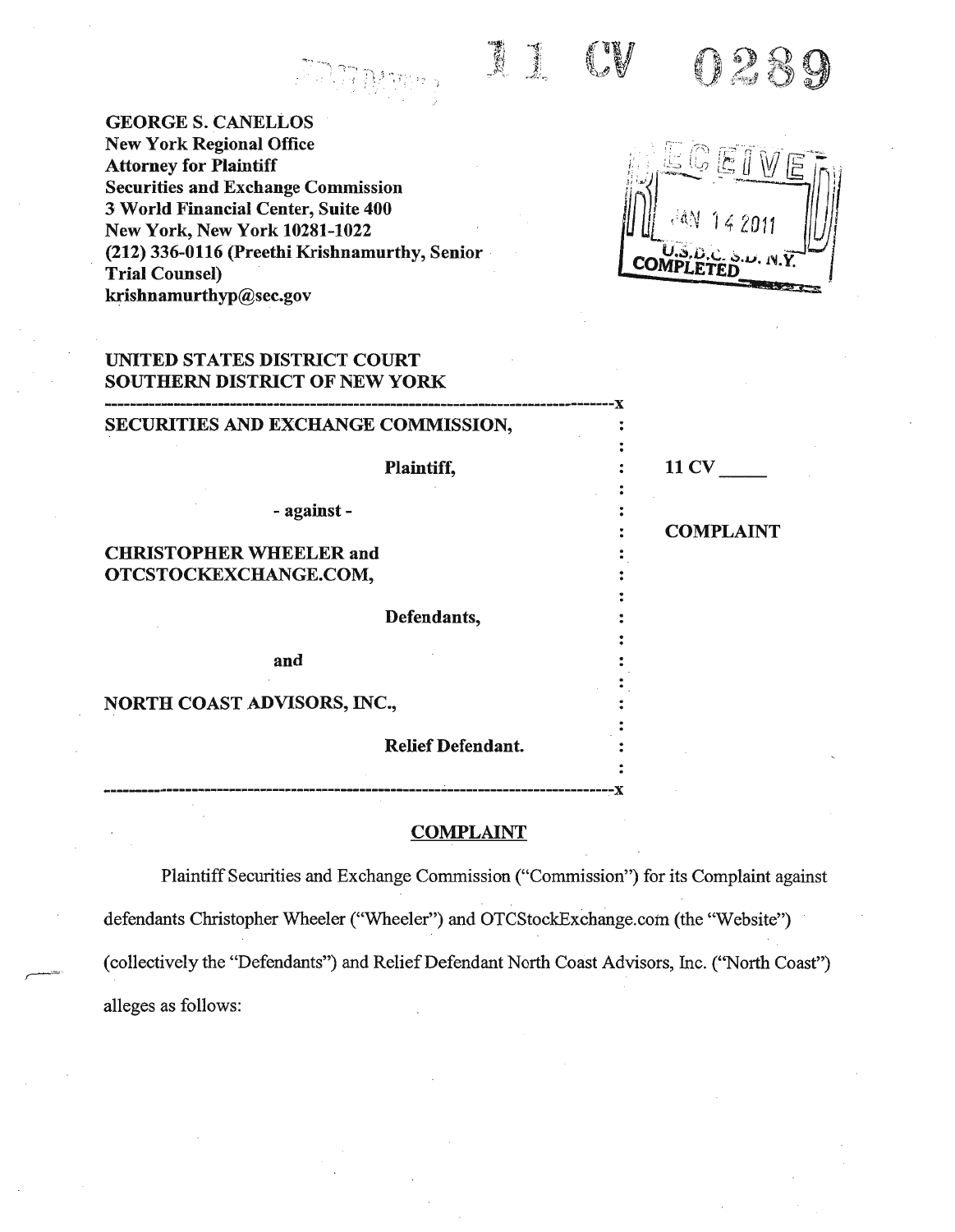11 CV 0289

**GEORGE S. CANELLOS**
**New York Regional Office**
**Attorney for Plaintiff**
**Securities and Exchange Commission**
**3 World Financial Center, Suite 400**
**New York, New York 10281-1022**
**(212) 336-0116 (Preethi Krishnamurthy, Senior Trial Counsel)**
**krishnamurthyp@sec.gov**

RECEIVED
JAN 14 2011
U.S.D.C. S.D. N.Y.
COMPLETED

**UNITED STATES DISTRICT COURT**
**SOUTHERN DISTRICT OF NEW YORK**

| | | |
|---|---|---|
| **SECURITIES AND EXCHANGE COMMISSION,** | : | |
| **Plaintiff,** | : | **11 CV \_\_\_\_\_** |
| **- against -** | : | |
| | : | **COMPLAINT** |
| **CHRISTOPHER WHEELER and OTCSTOCKEXCHANGE.COM,** | : | |
| **Defendants,** | : | |
| **and** | : | |
| **NORTH COAST ADVISORS, INC.,** | : | |
| **Relief Defendant.** | : | |

## COMPLAINT

Plaintiff Securities and Exchange Commission ("Commission") for its Complaint against defendants Christopher Wheeler ("Wheeler") and OTCStockExchange.com (the "Website") (collectively the "Defendants") and Relief Defendant North Coast Advisors, Inc. ("North Coast") alleges as follows: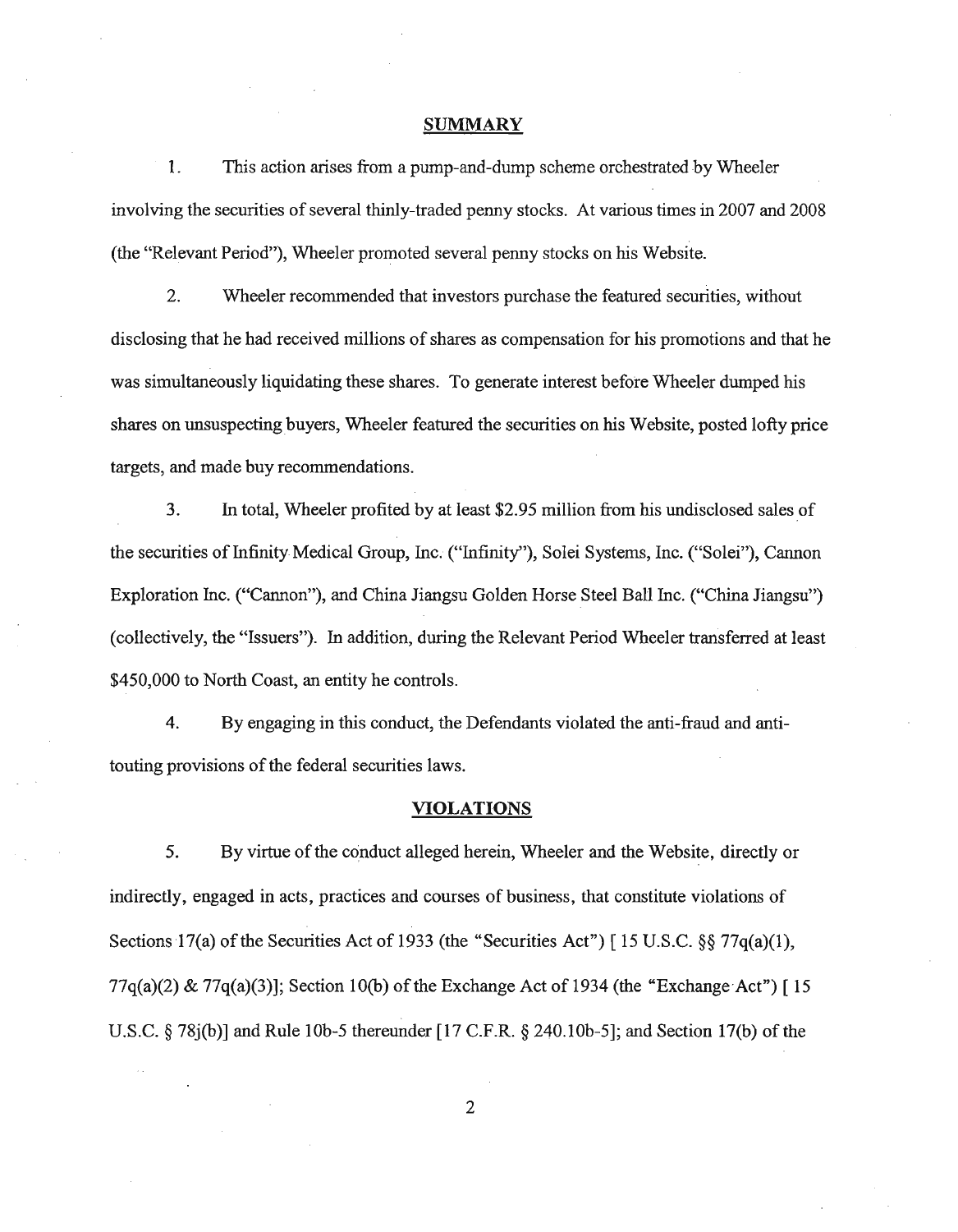## SUMMARY

1. This action arises from a pump-and-dump scheme orchestrated by Wheeler involving the securities of several thinly-traded penny stocks. At various times in 2007 and 2008 (the "Relevant Period"), Wheeler promoted several penny stocks on his Website.

2. Wheeler recommended that investors purchase the featured securities, without disclosing that he had received millions of shares as compensation for his promotions and that he was simultaneously liquidating these shares. To generate interest before Wheeler dumped his shares on unsuspecting buyers, Wheeler featured the securities on his Website, posted lofty price targets, and made buy recommendations.

3. In total, Wheeler profited by at least $2.95 million from his undisclosed sales of the securities of Infinity Medical Group, Inc. ("Infinity"), Solei Systems, Inc. ("Solei"), Cannon Exploration Inc. ("Cannon"), and China Jiangsu Golden Horse Steel Ball Inc. ("China Jiangsu") (collectively, the "Issuers"). In addition, during the Relevant Period Wheeler transferred at least $450,000 to North Coast, an entity he controls.

4. By engaging in this conduct, the Defendants violated the anti-fraud and anti-touting provisions of the federal securities laws.

## VIOLATIONS

5. By virtue of the conduct alleged herein, Wheeler and the Website, directly or indirectly, engaged in acts, practices and courses of business, that constitute violations of Sections 17(a) of the Securities Act of 1933 (the "Securities Act") [ 15 U.S.C. §§ 77q(a)(1), 77q(a)(2) & 77q(a)(3)]; Section 10(b) of the Exchange Act of 1934 (the "Exchange Act") [ 15 U.S.C. § 78j(b)] and Rule 10b-5 thereunder [17 C.F.R. § 240.10b-5]; and Section 17(b) of the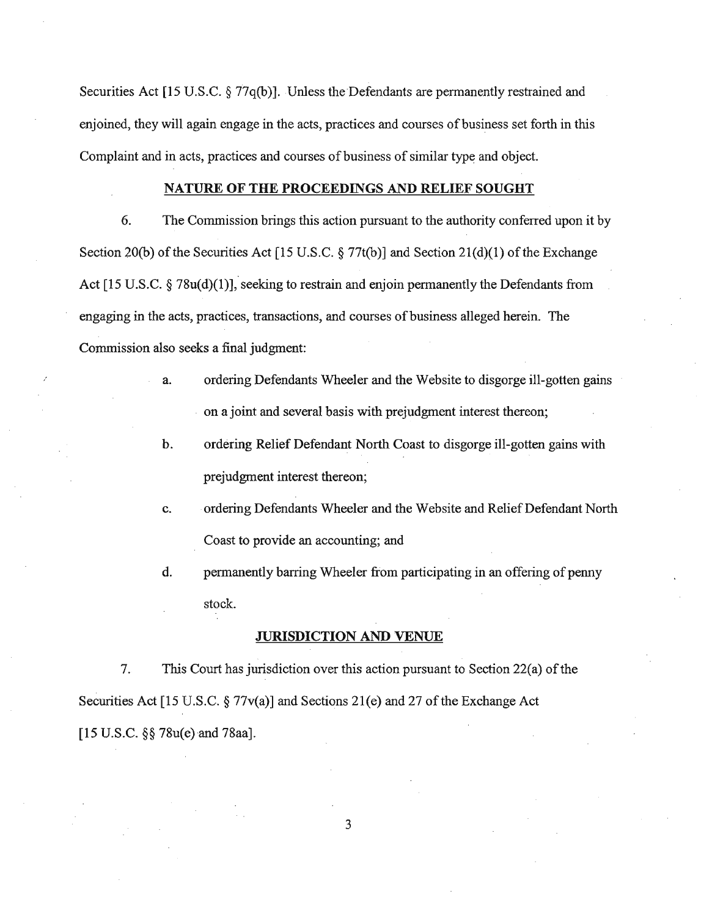Securities Act [15 U.S.C. § 77q(b)]. Unless the Defendants are permanently restrained and enjoined, they will again engage in the acts, practices and courses of business set forth in this Complaint and in acts, practices and courses of business of similar type and object.

## NATURE OF THE PROCEEDINGS AND RELIEF SOUGHT

6. The Commission brings this action pursuant to the authority conferred upon it by Section 20(b) of the Securities Act [15 U.S.C. § 77t(b)] and Section 21(d)(1) of the Exchange Act [15 U.S.C. § 78u(d)(1)], seeking to restrain and enjoin permanently the Defendants from engaging in the acts, practices, transactions, and courses of business alleged herein. The Commission also seeks a final judgment:

a. ordering Defendants Wheeler and the Website to disgorge ill-gotten gains on a joint and several basis with prejudgment interest thereon;

b. ordering Relief Defendant North Coast to disgorge ill-gotten gains with prejudgment interest thereon;

c. ordering Defendants Wheeler and the Website and Relief Defendant North Coast to provide an accounting; and

d. permanently barring Wheeler from participating in an offering of penny stock.

## JURISDICTION AND VENUE

7. This Court has jurisdiction over this action pursuant to Section 22(a) of the Securities Act [15 U.S.C. § 77v(a)] and Sections 21(e) and 27 of the Exchange Act [15 U.S.C. §§ 78u(e) and 78aa].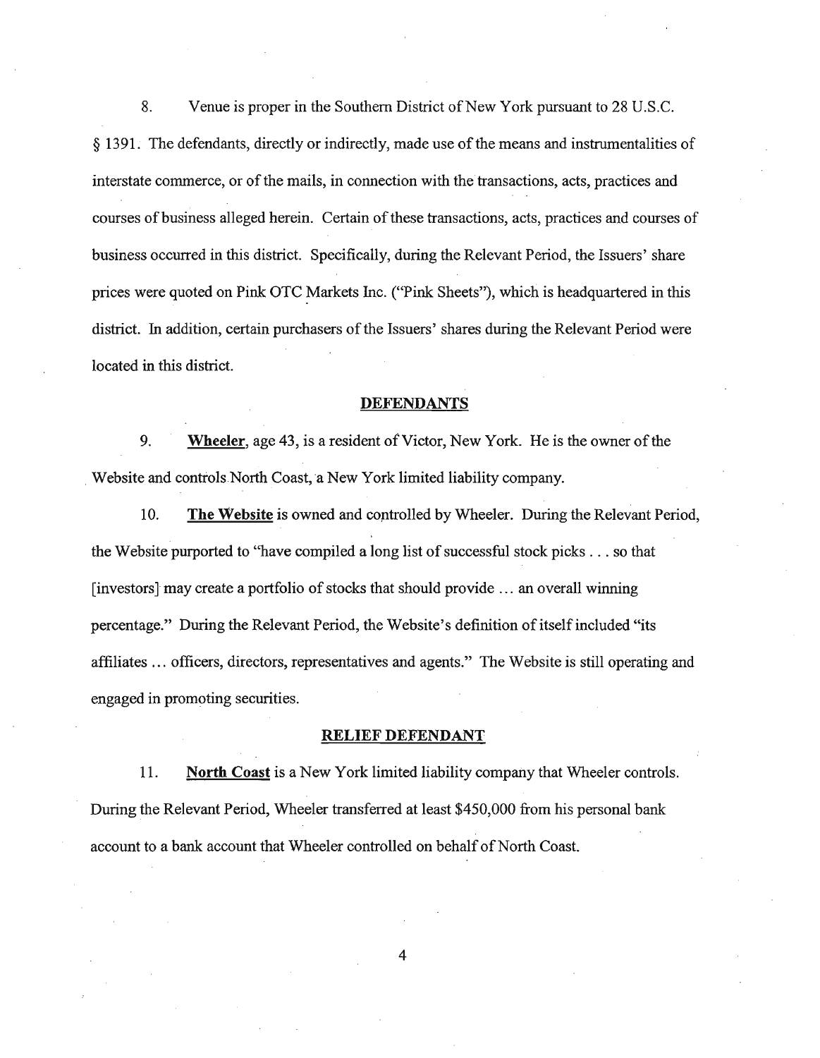8. Venue is proper in the Southern District of New York pursuant to 28 U.S.C. § 1391. The defendants, directly or indirectly, made use of the means and instrumentalities of interstate commerce, or of the mails, in connection with the transactions, acts, practices and courses of business alleged herein. Certain of these transactions, acts, practices and courses of business occurred in this district. Specifically, during the Relevant Period, the Issuers' share prices were quoted on Pink OTC Markets Inc. ("Pink Sheets"), which is headquartered in this district. In addition, certain purchasers of the Issuers' shares during the Relevant Period were located in this district.

## DEFENDANTS

9. **Wheeler**, age 43, is a resident of Victor, New York. He is the owner of the Website and controls North Coast, a New York limited liability company.

10. **The Website** is owned and controlled by Wheeler. During the Relevant Period, the Website purported to "have compiled a long list of successful stock picks . . . so that [investors] may create a portfolio of stocks that should provide ... an overall winning percentage." During the Relevant Period, the Website's definition of itself included "its affiliates ... officers, directors, representatives and agents." The Website is still operating and engaged in promoting securities.

## RELIEF DEFENDANT

11. **North Coast** is a New York limited liability company that Wheeler controls. During the Relevant Period, Wheeler transferred at least $450,000 from his personal bank account to a bank account that Wheeler controlled on behalf of North Coast.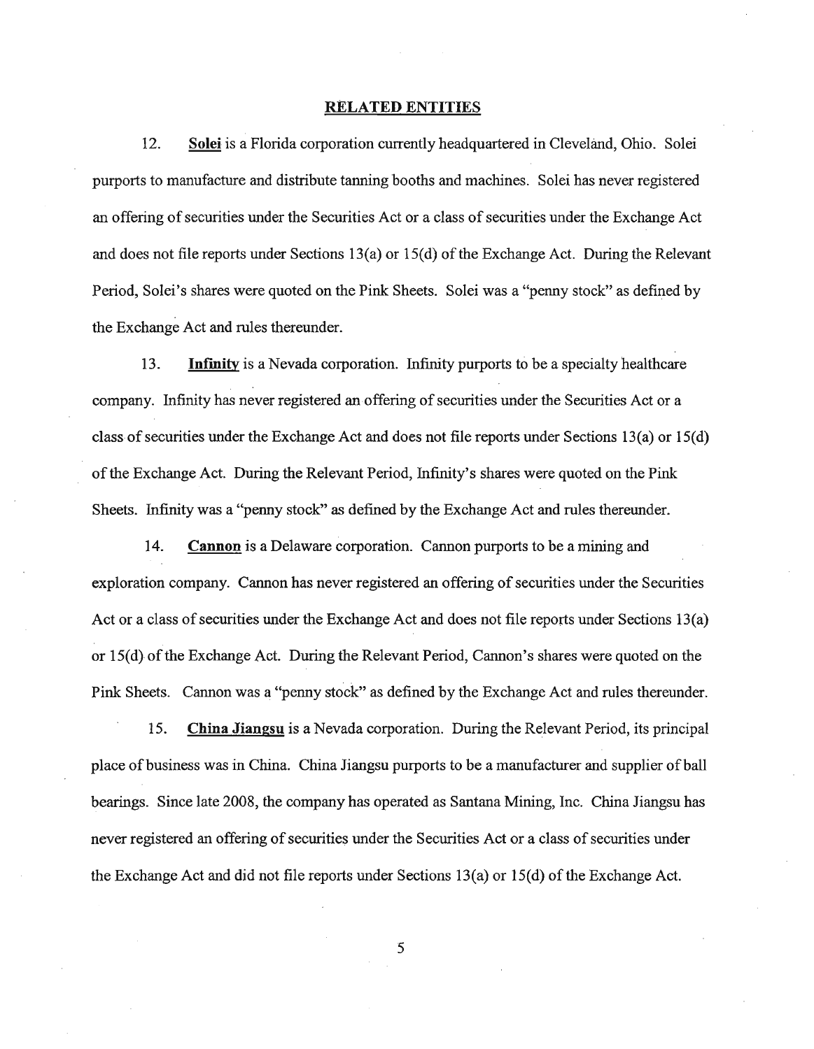## RELATED ENTITIES

12. **Solei** is a Florida corporation currently headquartered in Cleveland, Ohio. Solei purports to manufacture and distribute tanning booths and machines. Solei has never registered an offering of securities under the Securities Act or a class of securities under the Exchange Act and does not file reports under Sections 13(a) or 15(d) of the Exchange Act. During the Relevant Period, Solei's shares were quoted on the Pink Sheets. Solei was a "penny stock" as defined by the Exchange Act and rules thereunder.

13. **Infinity** is a Nevada corporation. Infinity purports to be a specialty healthcare company. Infinity has never registered an offering of securities under the Securities Act or a class of securities under the Exchange Act and does not file reports under Sections 13(a) or 15(d) of the Exchange Act. During the Relevant Period, Infinity's shares were quoted on the Pink Sheets. Infinity was a "penny stock" as defined by the Exchange Act and rules thereunder.

14. **Cannon** is a Delaware corporation. Cannon purports to be a mining and exploration company. Cannon has never registered an offering of securities under the Securities Act or a class of securities under the Exchange Act and does not file reports under Sections 13(a) or 15(d) of the Exchange Act. During the Relevant Period, Cannon's shares were quoted on the Pink Sheets. Cannon was a "penny stock" as defined by the Exchange Act and rules thereunder.

15. **China Jiangsu** is a Nevada corporation. During the Relevant Period, its principal place of business was in China. China Jiangsu purports to be a manufacturer and supplier of ball bearings. Since late 2008, the company has operated as Santana Mining, Inc. China Jiangsu has never registered an offering of securities under the Securities Act or a class of securities under the Exchange Act and did not file reports under Sections 13(a) or 15(d) of the Exchange Act.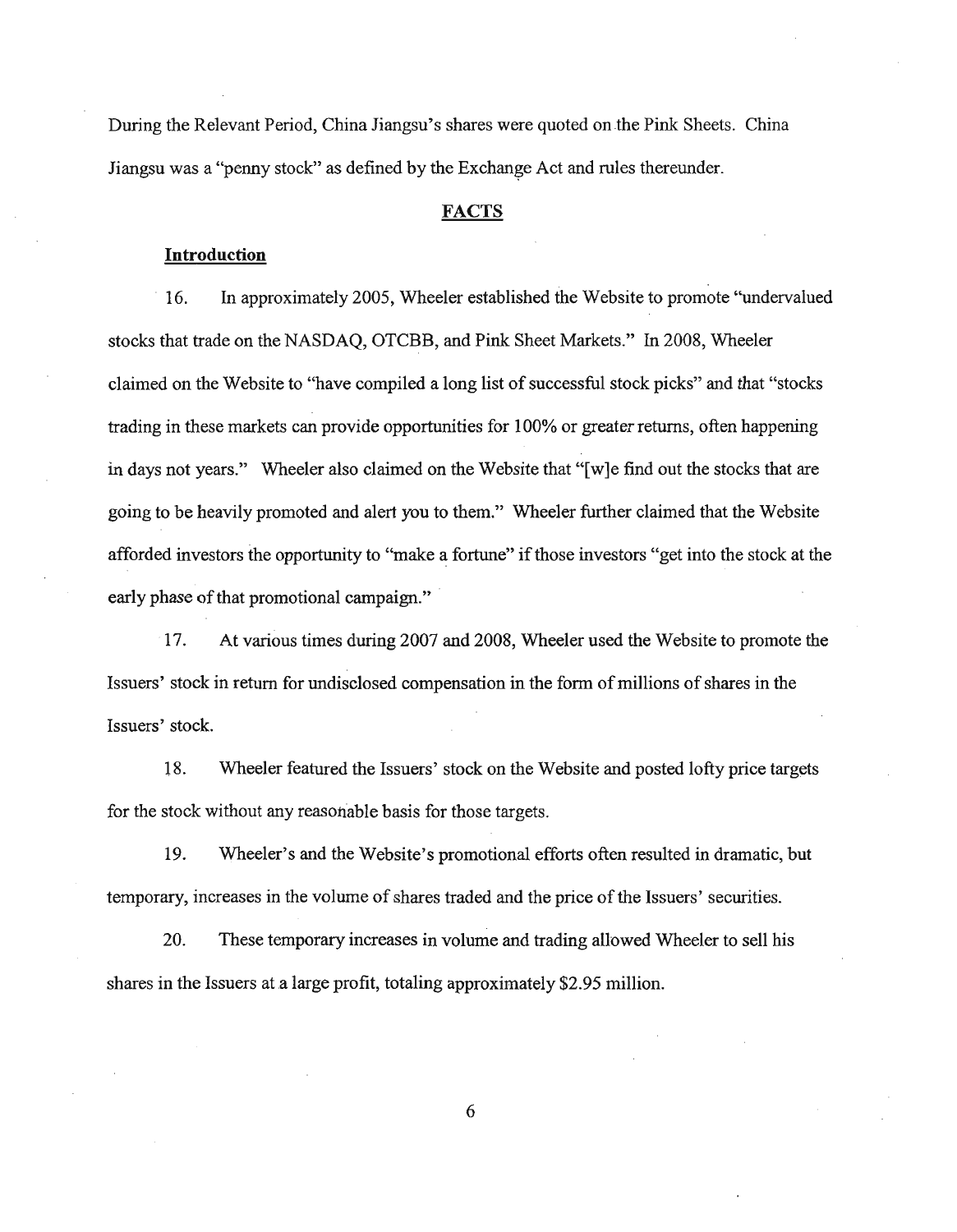During the Relevant Period, China Jiangsu's shares were quoted on the Pink Sheets. China Jiangsu was a "penny stock" as defined by the Exchange Act and rules thereunder.

## FACTS

### Introduction

16. In approximately 2005, Wheeler established the Website to promote "undervalued stocks that trade on the NASDAQ, OTCBB, and Pink Sheet Markets." In 2008, Wheeler claimed on the Website to "have compiled a long list of successful stock picks" and that "stocks trading in these markets can provide opportunities for 100% or greater returns, often happening in days not years." Wheeler also claimed on the Website that "[w]e find out the stocks that are going to be heavily promoted and alert you to them." Wheeler further claimed that the Website afforded investors the opportunity to "make a fortune" if those investors "get into the stock at the early phase of that promotional campaign."

17. At various times during 2007 and 2008, Wheeler used the Website to promote the Issuers' stock in return for undisclosed compensation in the form of millions of shares in the Issuers' stock.

18. Wheeler featured the Issuers' stock on the Website and posted lofty price targets for the stock without any reasonable basis for those targets.

19. Wheeler's and the Website's promotional efforts often resulted in dramatic, but temporary, increases in the volume of shares traded and the price of the Issuers' securities.

20. These temporary increases in volume and trading allowed Wheeler to sell his shares in the Issuers at a large profit, totaling approximately $2.95 million.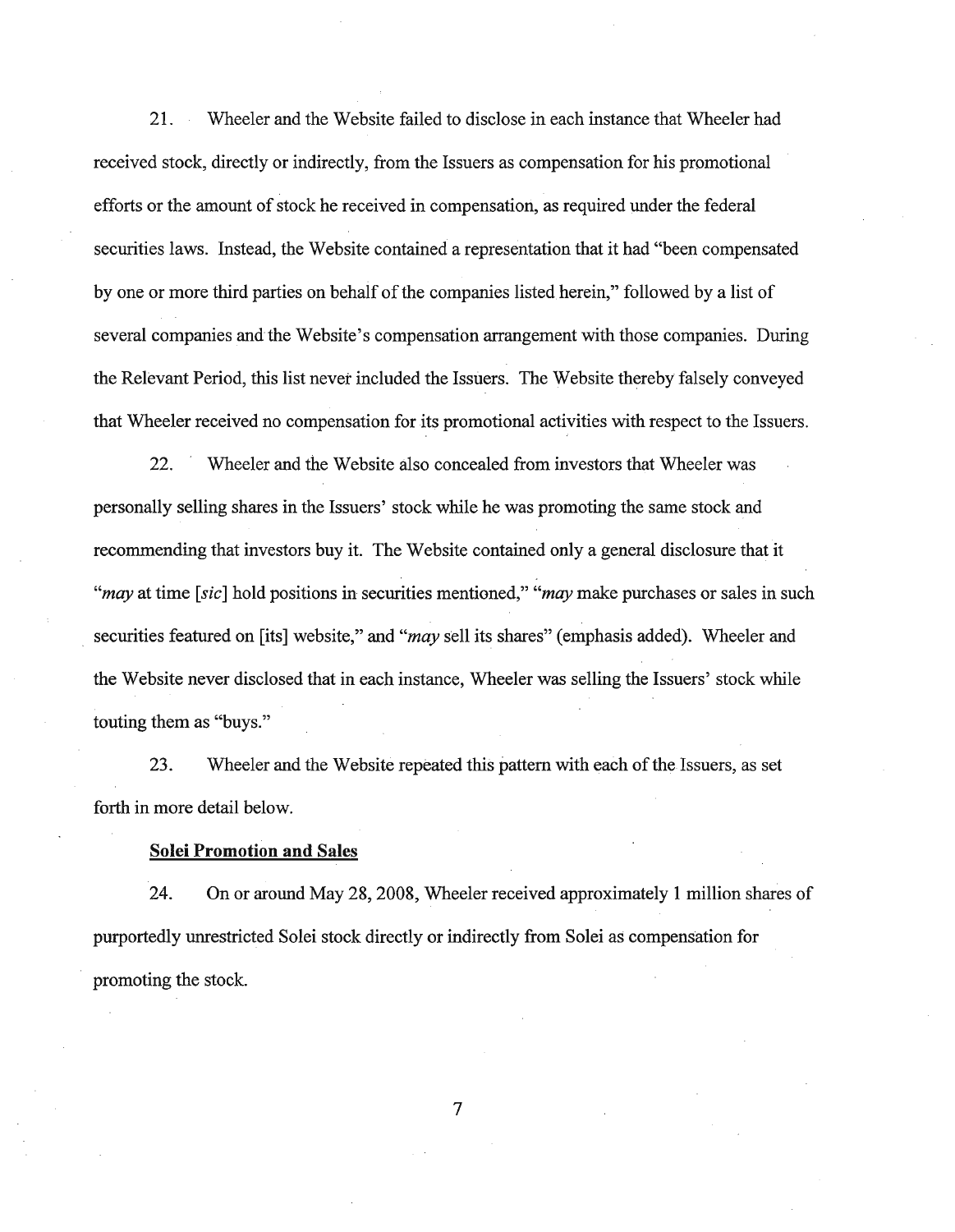21. Wheeler and the Website failed to disclose in each instance that Wheeler had received stock, directly or indirectly, from the Issuers as compensation for his promotional efforts or the amount of stock he received in compensation, as required under the federal securities laws. Instead, the Website contained a representation that it had "been compensated by one or more third parties on behalf of the companies listed herein," followed by a list of several companies and the Website's compensation arrangement with those companies. During the Relevant Period, this list never included the Issuers. The Website thereby falsely conveyed that Wheeler received no compensation for its promotional activities with respect to the Issuers.

22. Wheeler and the Website also concealed from investors that Wheeler was personally selling shares in the Issuers' stock while he was promoting the same stock and recommending that investors buy it. The Website contained only a general disclosure that it "*may* at time [*sic*] hold positions in securities mentioned," "*may* make purchases or sales in such securities featured on [its] website," and "*may* sell its shares" (emphasis added). Wheeler and the Website never disclosed that in each instance, Wheeler was selling the Issuers' stock while touting them as "buys."

23. Wheeler and the Website repeated this pattern with each of the Issuers, as set forth in more detail below.

**Solei Promotion and Sales**

24. On or around May 28, 2008, Wheeler received approximately 1 million shares of purportedly unrestricted Solei stock directly or indirectly from Solei as compensation for promoting the stock.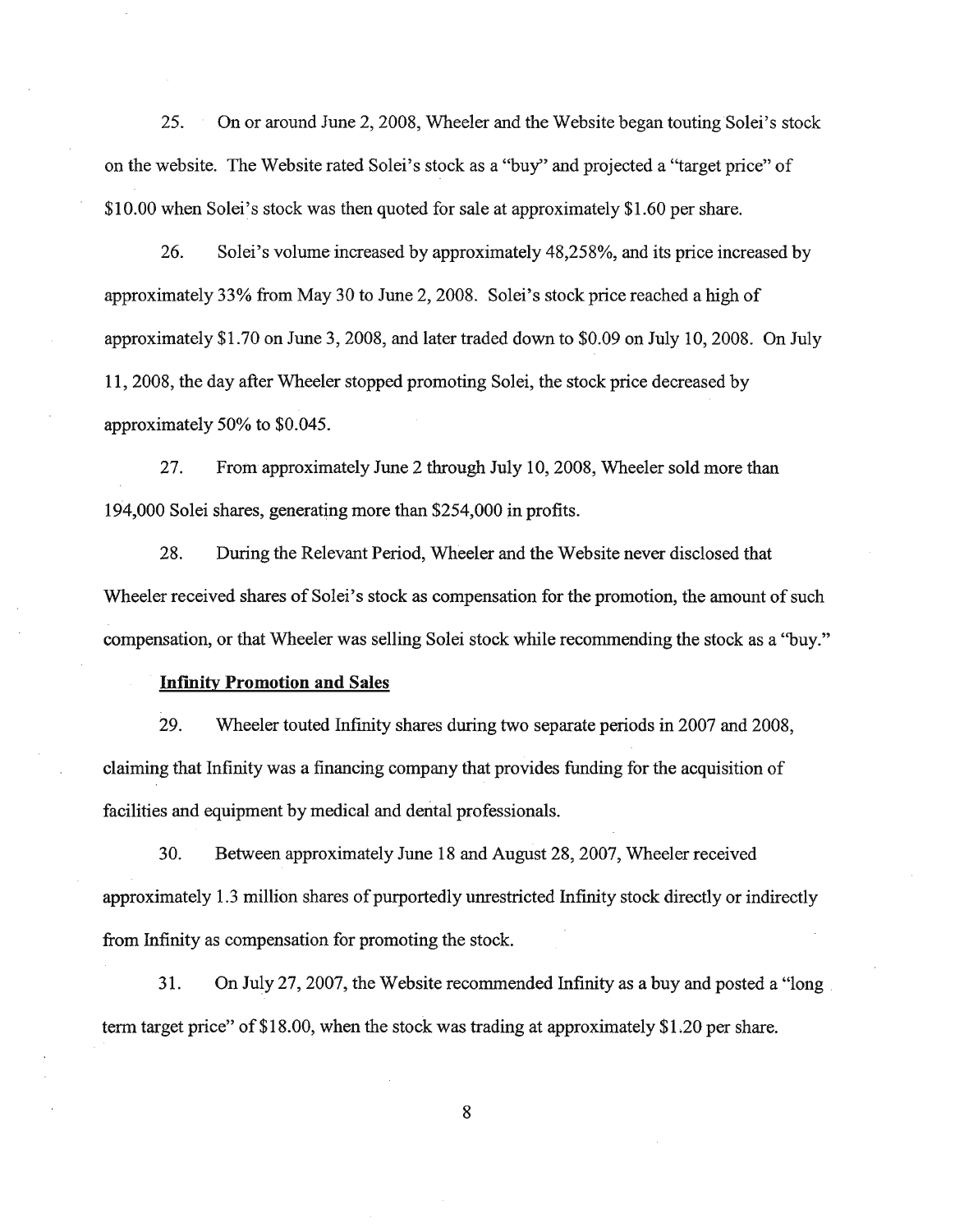25. On or around June 2, 2008, Wheeler and the Website began touting Solei's stock on the website. The Website rated Solei's stock as a "buy" and projected a "target price" of $10.00 when Solei's stock was then quoted for sale at approximately $1.60 per share.

26. Solei's volume increased by approximately 48,258%, and its price increased by approximately 33% from May 30 to June 2, 2008. Solei's stock price reached a high of approximately $1.70 on June 3, 2008, and later traded down to $0.09 on July 10, 2008. On July 11, 2008, the day after Wheeler stopped promoting Solei, the stock price decreased by approximately 50% to $0.045.

27. From approximately June 2 through July 10, 2008, Wheeler sold more than 194,000 Solei shares, generating more than $254,000 in profits.

28. During the Relevant Period, Wheeler and the Website never disclosed that Wheeler received shares of Solei's stock as compensation for the promotion, the amount of such compensation, or that Wheeler was selling Solei stock while recommending the stock as a "buy."

**Infinity Promotion and Sales**

29. Wheeler touted Infinity shares during two separate periods in 2007 and 2008, claiming that Infinity was a financing company that provides funding for the acquisition of facilities and equipment by medical and dental professionals.

30. Between approximately June 18 and August 28, 2007, Wheeler received approximately 1.3 million shares of purportedly unrestricted Infinity stock directly or indirectly from Infinity as compensation for promoting the stock.

31. On July 27, 2007, the Website recommended Infinity as a buy and posted a "long term target price" of $18.00, when the stock was trading at approximately $1.20 per share.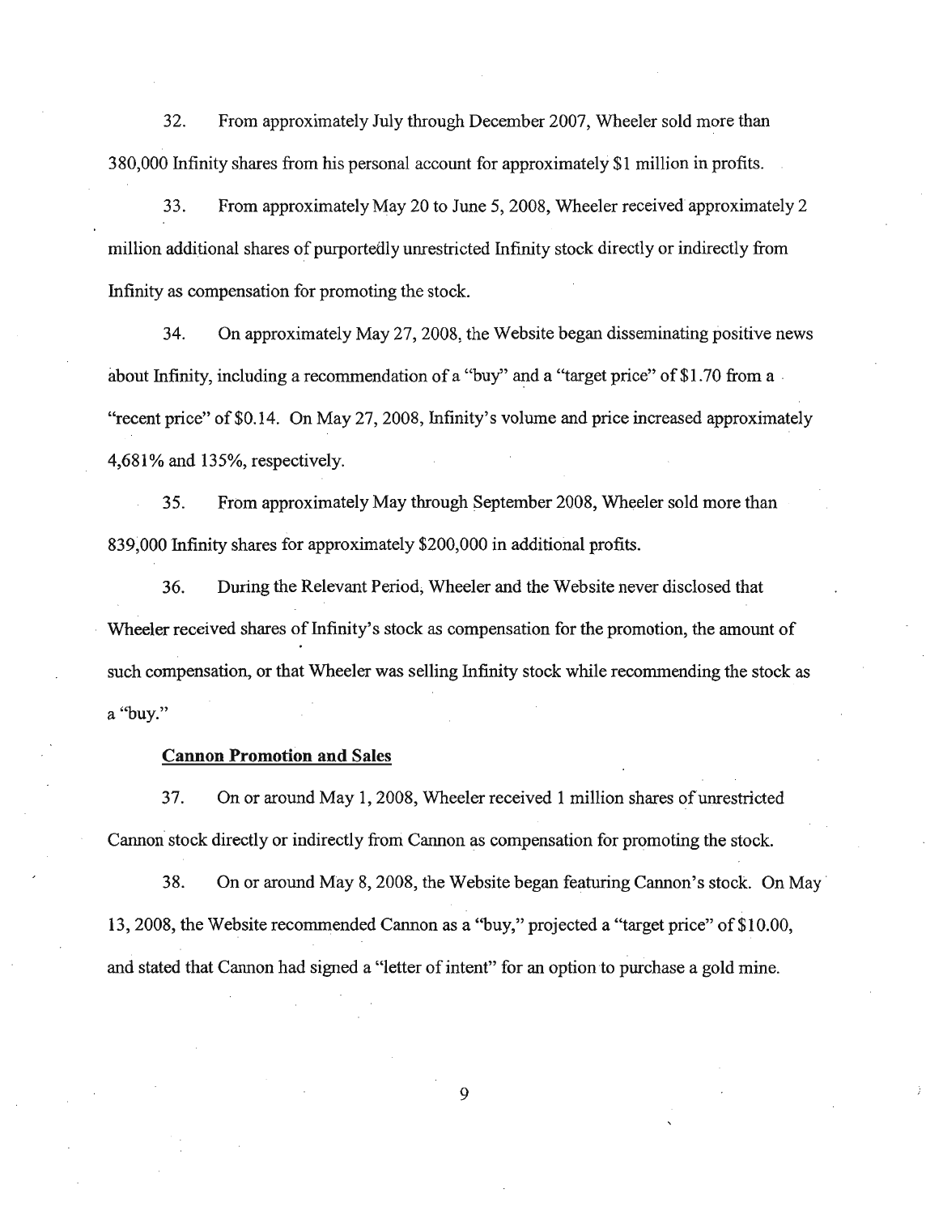32. From approximately July through December 2007, Wheeler sold more than 380,000 Infinity shares from his personal account for approximately $1 million in profits.

33. From approximately May 20 to June 5, 2008, Wheeler received approximately 2 million additional shares of purportedly unrestricted Infinity stock directly or indirectly from Infinity as compensation for promoting the stock.

34. On approximately May 27, 2008, the Website began disseminating positive news about Infinity, including a recommendation of a "buy" and a "target price" of $1.70 from a "recent price" of $0.14. On May 27, 2008, Infinity's volume and price increased approximately 4,681% and 135%, respectively.

35. From approximately May through September 2008, Wheeler sold more than 839,000 Infinity shares for approximately $200,000 in additional profits.

36. During the Relevant Period, Wheeler and the Website never disclosed that Wheeler received shares of Infinity's stock as compensation for the promotion, the amount of such compensation, or that Wheeler was selling Infinity stock while recommending the stock as a "buy."

**Cannon Promotion and Sales**

37. On or around May 1, 2008, Wheeler received 1 million shares of unrestricted Cannon stock directly or indirectly from Cannon as compensation for promoting the stock.

38. On or around May 8, 2008, the Website began featuring Cannon's stock. On May 13, 2008, the Website recommended Cannon as a "buy," projected a "target price" of $10.00, and stated that Cannon had signed a "letter of intent" for an option to purchase a gold mine.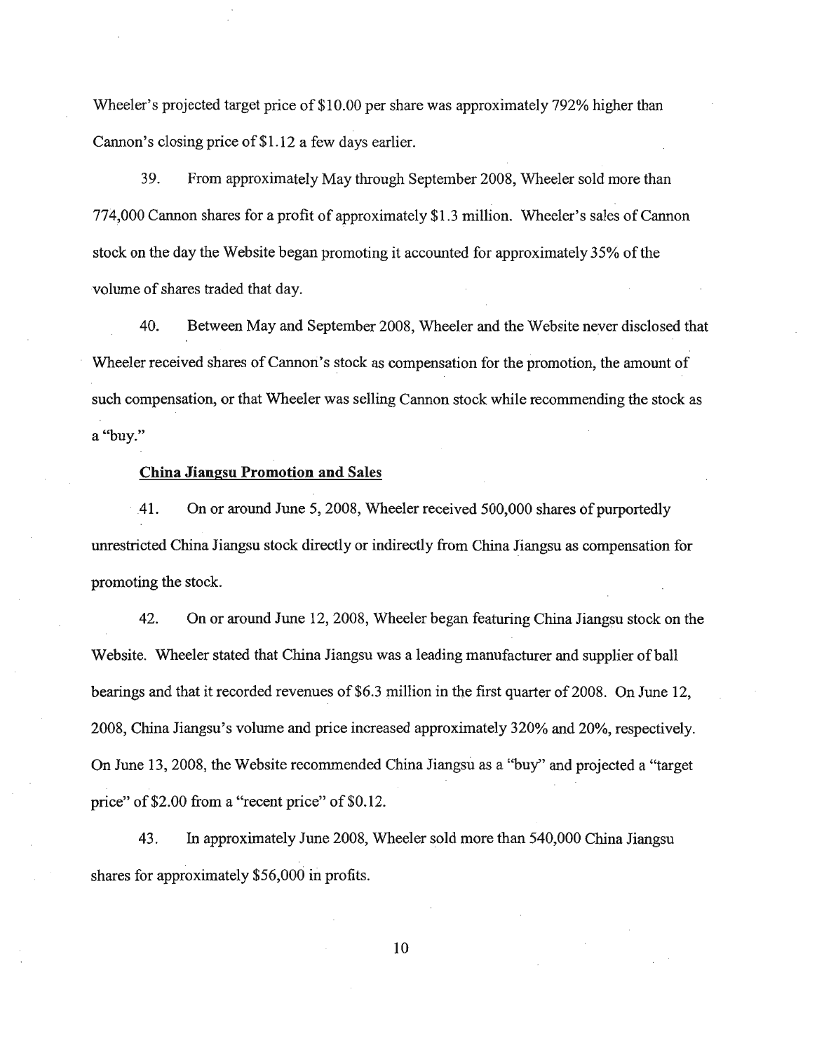Wheeler's projected target price of $10.00 per share was approximately 792% higher than Cannon's closing price of $1.12 a few days earlier.

39. From approximately May through September 2008, Wheeler sold more than 774,000 Cannon shares for a profit of approximately $1.3 million. Wheeler's sales of Cannon stock on the day the Website began promoting it accounted for approximately 35% of the volume of shares traded that day.

40. Between May and September 2008, Wheeler and the Website never disclosed that Wheeler received shares of Cannon's stock as compensation for the promotion, the amount of such compensation, or that Wheeler was selling Cannon stock while recommending the stock as a "buy."

**China Jiangsu Promotion and Sales**

41. On or around June 5, 2008, Wheeler received 500,000 shares of purportedly unrestricted China Jiangsu stock directly or indirectly from China Jiangsu as compensation for promoting the stock.

42. On or around June 12, 2008, Wheeler began featuring China Jiangsu stock on the Website. Wheeler stated that China Jiangsu was a leading manufacturer and supplier of ball bearings and that it recorded revenues of $6.3 million in the first quarter of 2008. On June 12, 2008, China Jiangsu's volume and price increased approximately 320% and 20%, respectively. On June 13, 2008, the Website recommended China Jiangsu as a "buy" and projected a "target price" of $2.00 from a "recent price" of $0.12.

43. In approximately June 2008, Wheeler sold more than 540,000 China Jiangsu shares for approximately $56,000 in profits.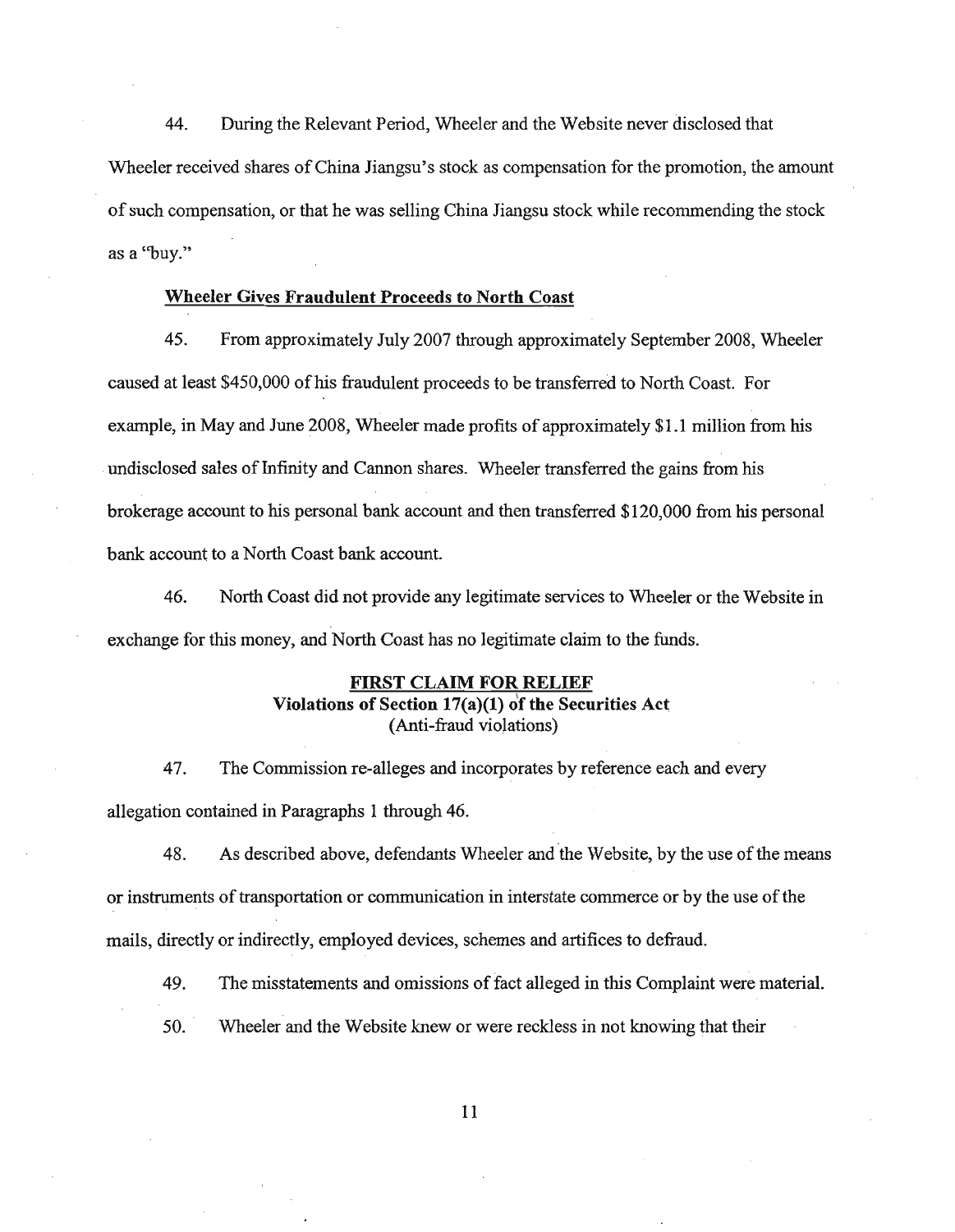44. During the Relevant Period, Wheeler and the Website never disclosed that Wheeler received shares of China Jiangsu's stock as compensation for the promotion, the amount of such compensation, or that he was selling China Jiangsu stock while recommending the stock as a "buy."

**Wheeler Gives Fraudulent Proceeds to North Coast**

45. From approximately July 2007 through approximately September 2008, Wheeler caused at least $450,000 of his fraudulent proceeds to be transferred to North Coast. For example, in May and June 2008, Wheeler made profits of approximately $1.1 million from his undisclosed sales of Infinity and Cannon shares. Wheeler transferred the gains from his brokerage account to his personal bank account and then transferred $120,000 from his personal bank account to a North Coast bank account.

46. North Coast did not provide any legitimate services to Wheeler or the Website in exchange for this money, and North Coast has no legitimate claim to the funds.

**FIRST CLAIM FOR RELIEF**
**Violations of Section 17(a)(1) of the Securities Act**
(Anti-fraud violations)

47. The Commission re-alleges and incorporates by reference each and every allegation contained in Paragraphs 1 through 46.

48. As described above, defendants Wheeler and the Website, by the use of the means or instruments of transportation or communication in interstate commerce or by the use of the mails, directly or indirectly, employed devices, schemes and artifices to defraud.

49. The misstatements and omissions of fact alleged in this Complaint were material.

50. Wheeler and the Website knew or were reckless in not knowing that their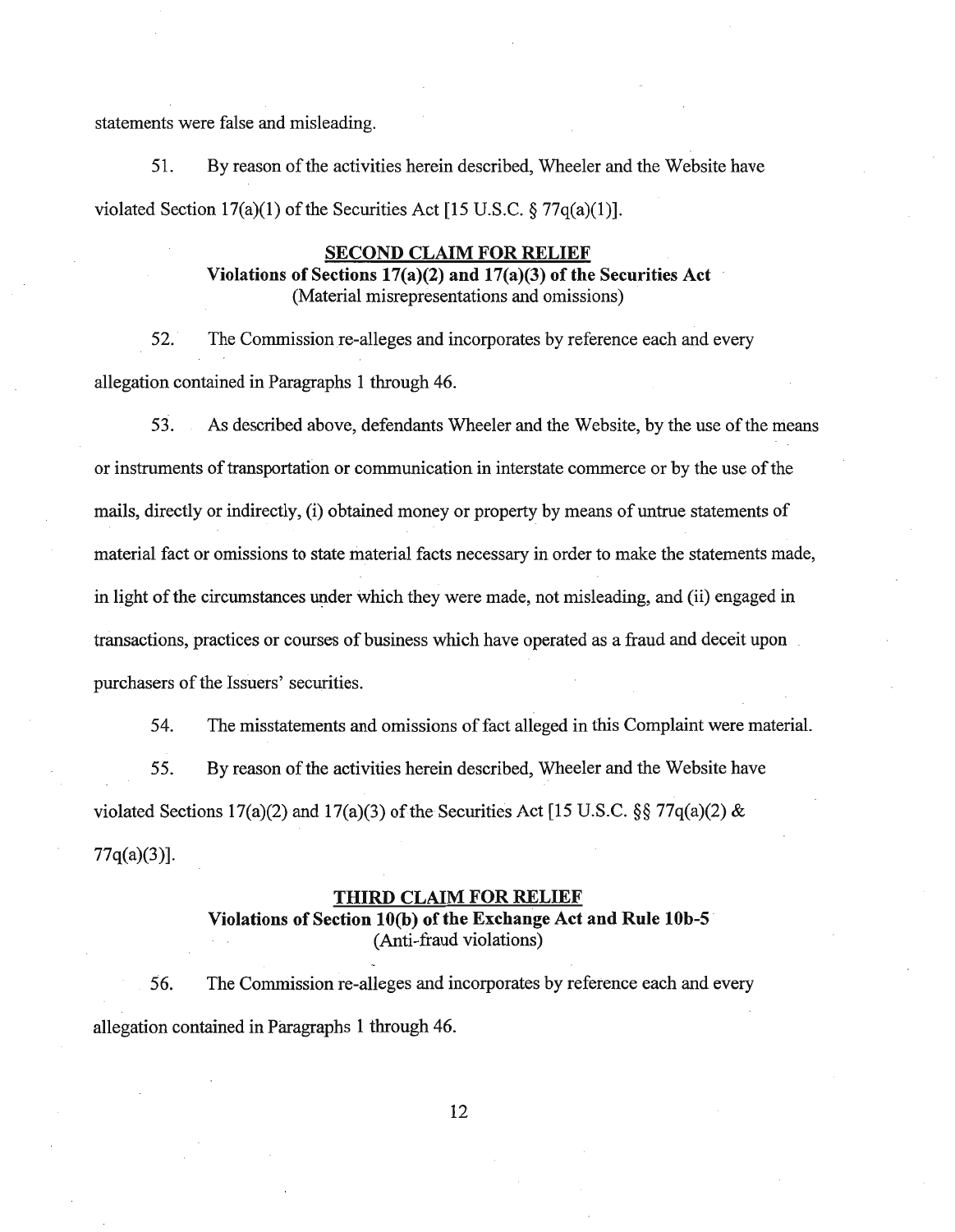statements were false and misleading.

51. By reason of the activities herein described, Wheeler and the Website have violated Section 17(a)(1) of the Securities Act [15 U.S.C. § 77q(a)(1)].

**SECOND CLAIM FOR RELIEF**
**Violations of Sections 17(a)(2) and 17(a)(3) of the Securities Act**
(Material misrepresentations and omissions)

52. The Commission re-alleges and incorporates by reference each and every allegation contained in Paragraphs 1 through 46.

53. As described above, defendants Wheeler and the Website, by the use of the means or instruments of transportation or communication in interstate commerce or by the use of the mails, directly or indirectly, (i) obtained money or property by means of untrue statements of material fact or omissions to state material facts necessary in order to make the statements made, in light of the circumstances under which they were made, not misleading, and (ii) engaged in transactions, practices or courses of business which have operated as a fraud and deceit upon purchasers of the Issuers' securities.

54. The misstatements and omissions of fact alleged in this Complaint were material.

55. By reason of the activities herein described, Wheeler and the Website have violated Sections 17(a)(2) and 17(a)(3) of the Securities Act [15 U.S.C. §§ 77q(a)(2) & 77q(a)(3)].

**THIRD CLAIM FOR RELIEF**
**Violations of Section 10(b) of the Exchange Act and Rule 10b-5**
(Anti-fraud violations)

56. The Commission re-alleges and incorporates by reference each and every allegation contained in Paragraphs 1 through 46.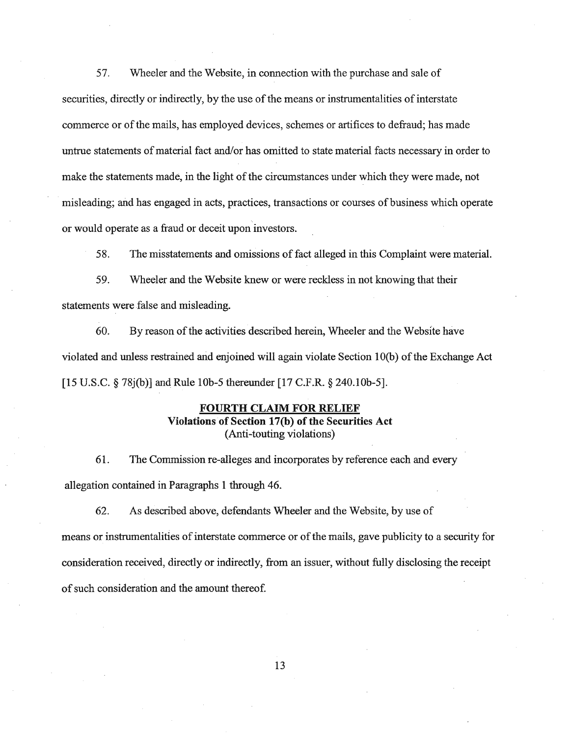57. Wheeler and the Website, in connection with the purchase and sale of securities, directly or indirectly, by the use of the means or instrumentalities of interstate commerce or of the mails, has employed devices, schemes or artifices to defraud; has made untrue statements of material fact and/or has omitted to state material facts necessary in order to make the statements made, in the light of the circumstances under which they were made, not misleading; and has engaged in acts, practices, transactions or courses of business which operate or would operate as a fraud or deceit upon investors.

58. The misstatements and omissions of fact alleged in this Complaint were material.

59. Wheeler and the Website knew or were reckless in not knowing that their statements were false and misleading.

60. By reason of the activities described herein, Wheeler and the Website have violated and unless restrained and enjoined will again violate Section 10(b) of the Exchange Act [15 U.S.C. § 78j(b)] and Rule 10b-5 thereunder [17 C.F.R. § 240.10b-5].

**FOURTH CLAIM FOR RELIEF**
**Violations of Section 17(b) of the Securities Act**
(Anti-touting violations)

61. The Commission re-alleges and incorporates by reference each and every allegation contained in Paragraphs 1 through 46.

62. As described above, defendants Wheeler and the Website, by use of means or instrumentalities of interstate commerce or of the mails, gave publicity to a security for consideration received, directly or indirectly, from an issuer, without fully disclosing the receipt of such consideration and the amount thereof.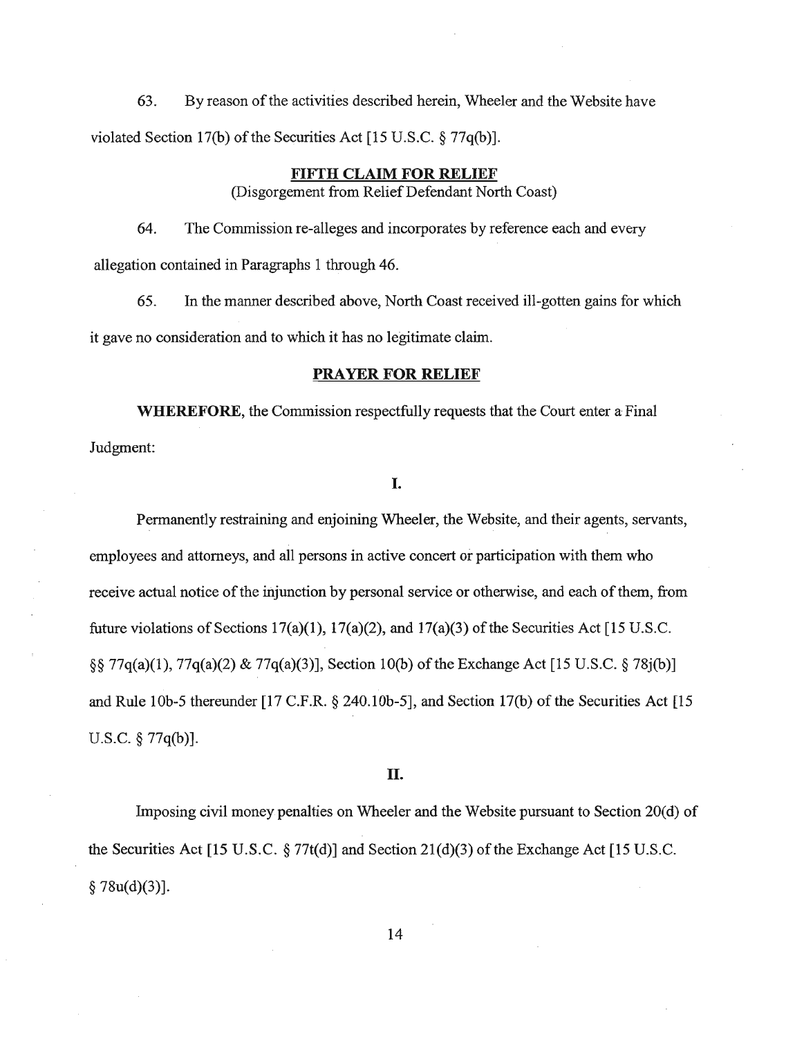63. By reason of the activities described herein, Wheeler and the Website have violated Section 17(b) of the Securities Act [15 U.S.C. § 77q(b)].

## FIFTH CLAIM FOR RELIEF

(Disgorgement from Relief Defendant North Coast)

64. The Commission re-alleges and incorporates by reference each and every allegation contained in Paragraphs 1 through 46.

65. In the manner described above, North Coast received ill-gotten gains for which it gave no consideration and to which it has no legitimate claim.

## PRAYER FOR RELIEF

**WHEREFORE**, the Commission respectfully requests that the Court enter a Final Judgment:

### I.

Permanently restraining and enjoining Wheeler, the Website, and their agents, servants, employees and attorneys, and all persons in active concert or participation with them who receive actual notice of the injunction by personal service or otherwise, and each of them, from future violations of Sections 17(a)(1), 17(a)(2), and 17(a)(3) of the Securities Act [15 U.S.C. §§ 77q(a)(1), 77q(a)(2) & 77q(a)(3)], Section 10(b) of the Exchange Act [15 U.S.C. § 78j(b)] and Rule 10b-5 thereunder [17 C.F.R. § 240.10b-5], and Section 17(b) of the Securities Act [15 U.S.C. § 77q(b)].

### II.

Imposing civil money penalties on Wheeler and the Website pursuant to Section 20(d) of the Securities Act [15 U.S.C. § 77t(d)] and Section 21(d)(3) of the Exchange Act [15 U.S.C. § 78u(d)(3)].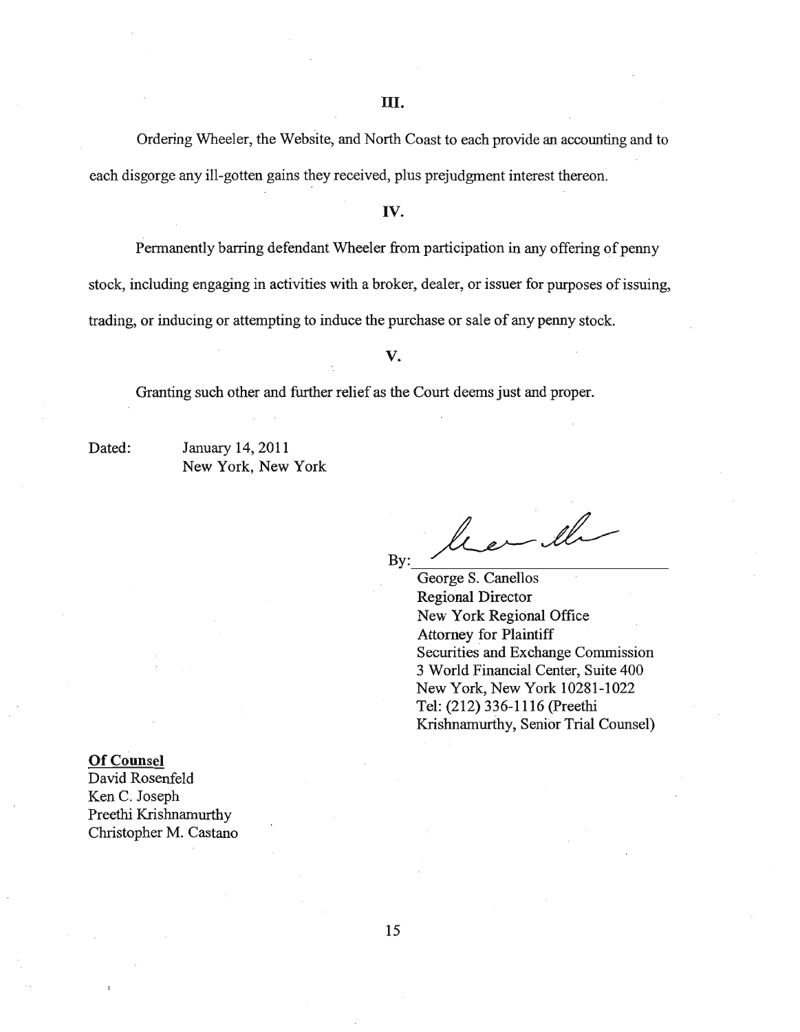III.

Ordering Wheeler, the Website, and North Coast to each provide an accounting and to each disgorge any ill-gotten gains they received, plus prejudgment interest thereon.

IV.

Permanently barring defendant Wheeler from participation in any offering of penny stock, including engaging in activities with a broker, dealer, or issuer for purposes of issuing, trading, or inducing or attempting to induce the purchase or sale of any penny stock.

V.

Granting such other and further relief as the Court deems just and proper.

Dated: January 14, 2011
New York, New York

By: ______________________
George S. Canellos
Regional Director
New York Regional Office
Attorney for Plaintiff
Securities and Exchange Commission
3 World Financial Center, Suite 400
New York, New York 10281-1022
Tel: (212) 336-1116 (Preethi Krishnamurthy, Senior Trial Counsel)

**Of Counsel**
David Rosenfeld
Ken C. Joseph
Preethi Krishnamurthy
Christopher M. Castano